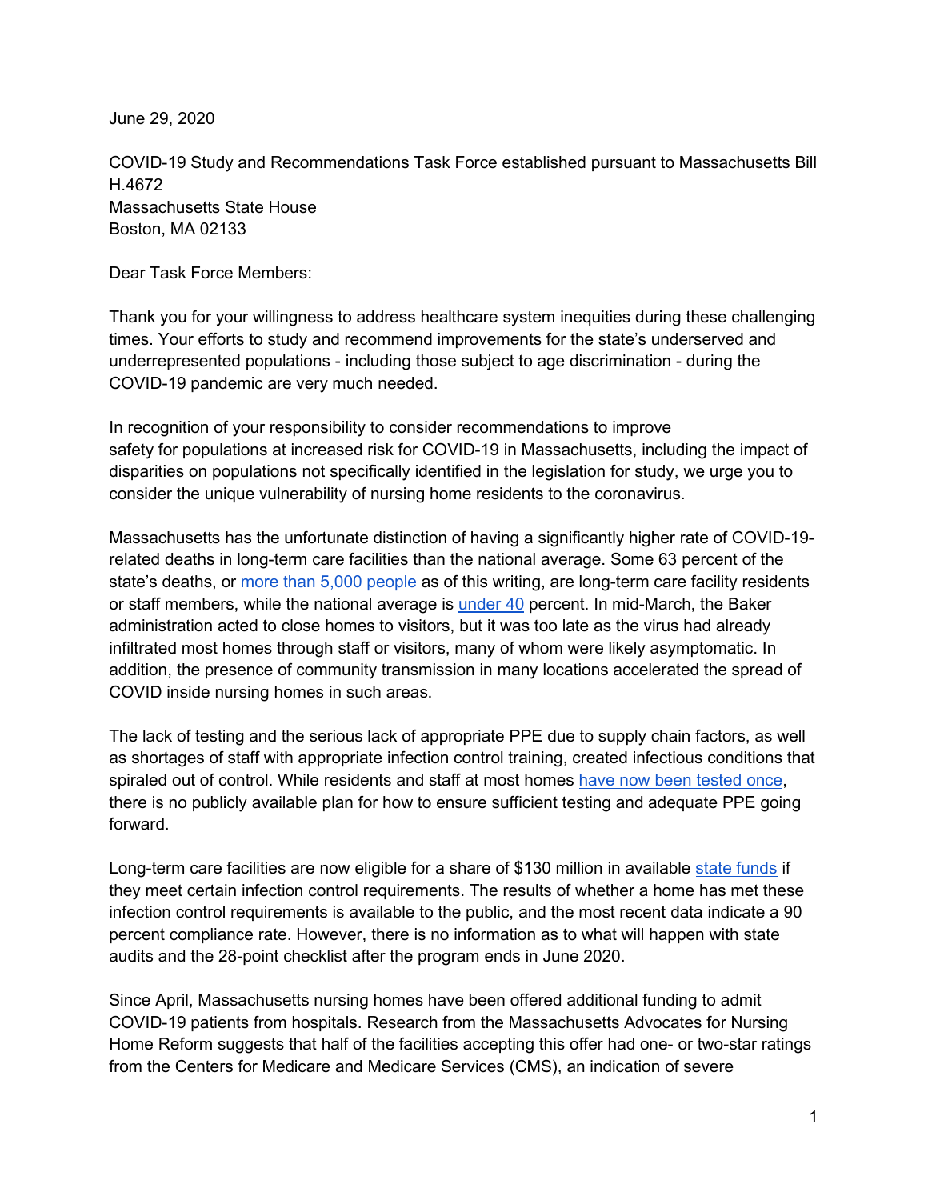June 29, 2020

COVID-19 Study and Recommendations Task Force established pursuant to Massachusetts Bill H.4672
Massachusetts State House
Boston, MA 02133

Dear Task Force Members:

Thank you for your willingness to address healthcare system inequities during these challenging times. Your efforts to study and recommend improvements for the state's underserved and underrepresented populations - including those subject to age discrimination - during the COVID-19 pandemic are very much needed.

In recognition of your responsibility to consider recommendations to improve safety for populations at increased risk for COVID-19 in Massachusetts, including the impact of disparities on populations not specifically identified in the legislation for study, we urge you to consider the unique vulnerability of nursing home residents to the coronavirus.

Massachusetts has the unfortunate distinction of having a significantly higher rate of COVID-19-related deaths in long-term care facilities than the national average. Some 63 percent of the state's deaths, or more than 5,000 people as of this writing, are long-term care facility residents or staff members, while the national average is under 40 percent. In mid-March, the Baker administration acted to close homes to visitors, but it was too late as the virus had already infiltrated most homes through staff or visitors, many of whom were likely asymptomatic. In addition, the presence of community transmission in many locations accelerated the spread of COVID inside nursing homes in such areas.

The lack of testing and the serious lack of appropriate PPE due to supply chain factors, as well as shortages of staff with appropriate infection control training, created infectious conditions that spiraled out of control. While residents and staff at most homes have now been tested once, there is no publicly available plan for how to ensure sufficient testing and adequate PPE going forward.

Long-term care facilities are now eligible for a share of $130 million in available state funds if they meet certain infection control requirements. The results of whether a home has met these infection control requirements is available to the public, and the most recent data indicate a 90 percent compliance rate. However, there is no information as to what will happen with state audits and the 28-point checklist after the program ends in June 2020.

Since April, Massachusetts nursing homes have been offered additional funding to admit COVID-19 patients from hospitals. Research from the Massachusetts Advocates for Nursing Home Reform suggests that half of the facilities accepting this offer had one- or two-star ratings from the Centers for Medicare and Medicare Services (CMS), an indication of severe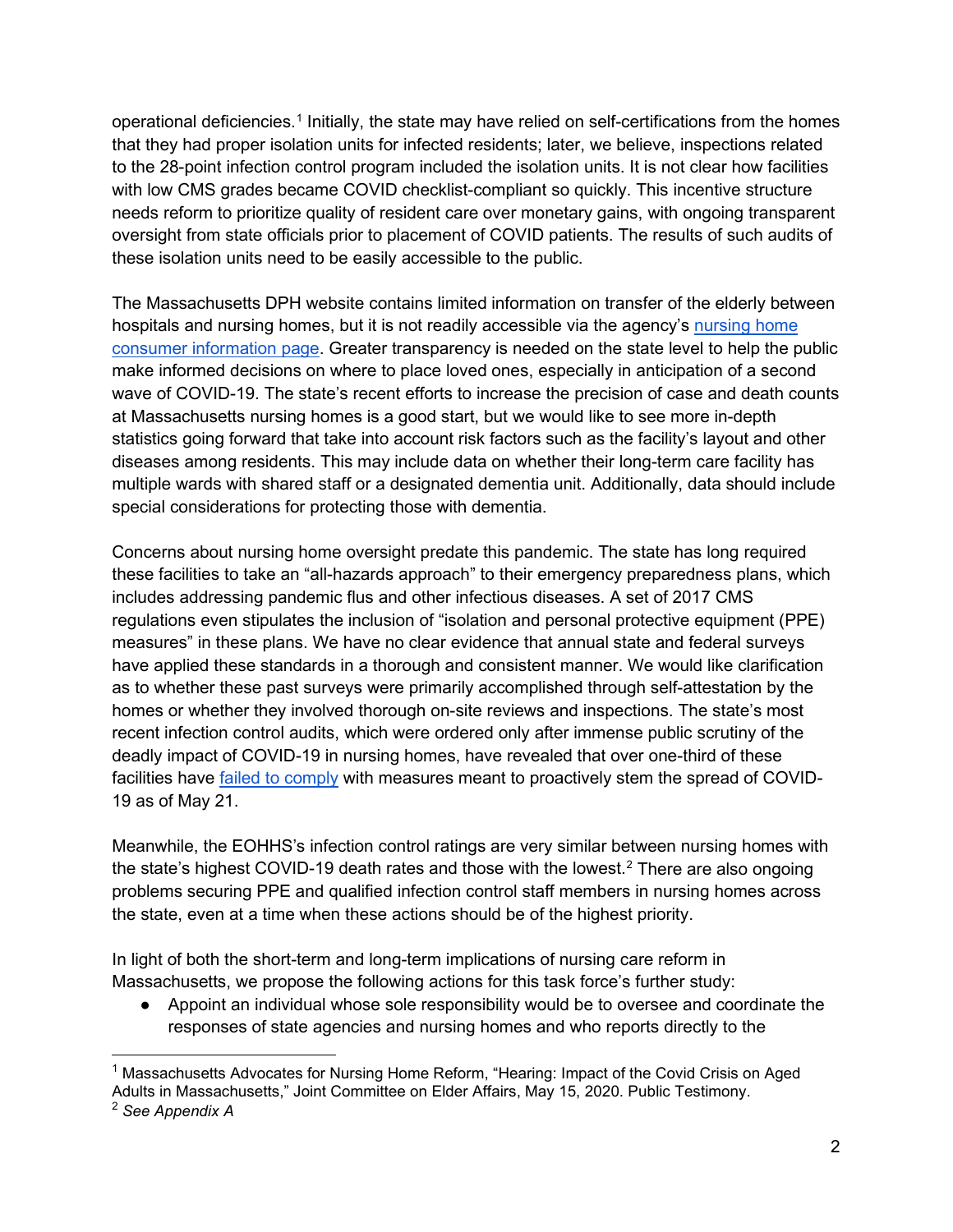operational deficiencies.[1] Initially, the state may have relied on self-certifications from the homes that they had proper isolation units for infected residents; later, we believe, inspections related to the 28-point infection control program included the isolation units. It is not clear how facilities with low CMS grades became COVID checklist-compliant so quickly. This incentive structure needs reform to prioritize quality of resident care over monetary gains, with ongoing transparent oversight from state officials prior to placement of COVID patients. The results of such audits of these isolation units need to be easily accessible to the public.

The Massachusetts DPH website contains limited information on transfer of the elderly between hospitals and nursing homes, but it is not readily accessible via the agency's nursing home consumer information page. Greater transparency is needed on the state level to help the public make informed decisions on where to place loved ones, especially in anticipation of a second wave of COVID-19. The state's recent efforts to increase the precision of case and death counts at Massachusetts nursing homes is a good start, but we would like to see more in-depth statistics going forward that take into account risk factors such as the facility's layout and other diseases among residents. This may include data on whether their long-term care facility has multiple wards with shared staff or a designated dementia unit. Additionally, data should include special considerations for protecting those with dementia.

Concerns about nursing home oversight predate this pandemic. The state has long required these facilities to take an "all-hazards approach" to their emergency preparedness plans, which includes addressing pandemic flus and other infectious diseases. A set of 2017 CMS regulations even stipulates the inclusion of "isolation and personal protective equipment (PPE) measures" in these plans. We have no clear evidence that annual state and federal surveys have applied these standards in a thorough and consistent manner. We would like clarification as to whether these past surveys were primarily accomplished through self-attestation by the homes or whether they involved thorough on-site reviews and inspections. The state's most recent infection control audits, which were ordered only after immense public scrutiny of the deadly impact of COVID-19 in nursing homes, have revealed that over one-third of these facilities have failed to comply with measures meant to proactively stem the spread of COVID-19 as of May 21.

Meanwhile, the EOHHS's infection control ratings are very similar between nursing homes with the state's highest COVID-19 death rates and those with the lowest.[2] There are also ongoing problems securing PPE and qualified infection control staff members in nursing homes across the state, even at a time when these actions should be of the highest priority.

In light of both the short-term and long-term implications of nursing care reform in Massachusetts, we propose the following actions for this task force's further study:

- Appoint an individual whose sole responsibility would be to oversee and coordinate the responses of state agencies and nursing homes and who reports directly to the

[1] Massachusetts Advocates for Nursing Home Reform, "Hearing: Impact of the Covid Crisis on Aged Adults in Massachusetts," Joint Committee on Elder Affairs, May 15, 2020. Public Testimony.

[2] *See Appendix A*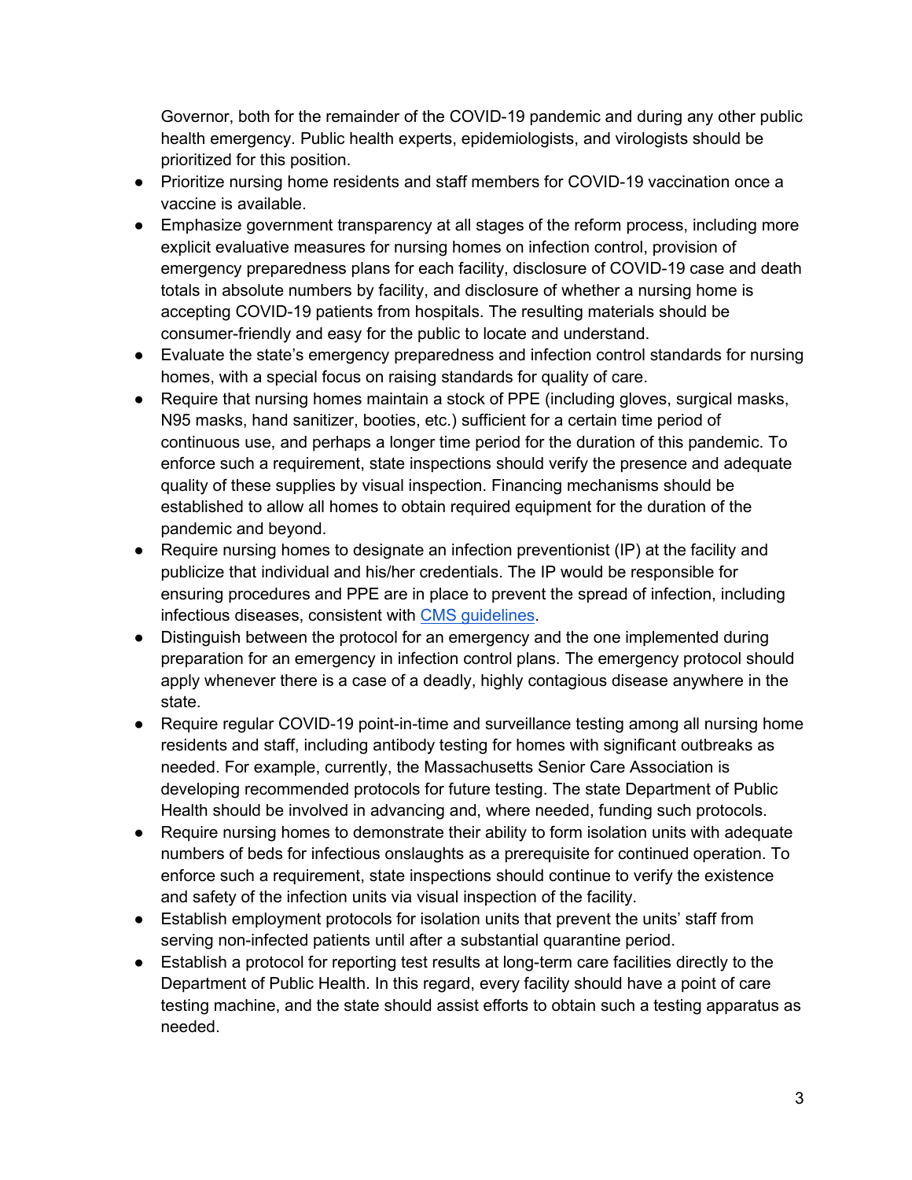Governor, both for the remainder of the COVID-19 pandemic and during any other public health emergency. Public health experts, epidemiologists, and virologists should be prioritized for this position.

- Prioritize nursing home residents and staff members for COVID-19 vaccination once a vaccine is available.
- Emphasize government transparency at all stages of the reform process, including more explicit evaluative measures for nursing homes on infection control, provision of emergency preparedness plans for each facility, disclosure of COVID-19 case and death totals in absolute numbers by facility, and disclosure of whether a nursing home is accepting COVID-19 patients from hospitals. The resulting materials should be consumer-friendly and easy for the public to locate and understand.
- Evaluate the state's emergency preparedness and infection control standards for nursing homes, with a special focus on raising standards for quality of care.
- Require that nursing homes maintain a stock of PPE (including gloves, surgical masks, N95 masks, hand sanitizer, booties, etc.) sufficient for a certain time period of continuous use, and perhaps a longer time period for the duration of this pandemic. To enforce such a requirement, state inspections should verify the presence and adequate quality of these supplies by visual inspection. Financing mechanisms should be established to allow all homes to obtain required equipment for the duration of the pandemic and beyond.
- Require nursing homes to designate an infection preventionist (IP) at the facility and publicize that individual and his/her credentials. The IP would be responsible for ensuring procedures and PPE are in place to prevent the spread of infection, including infectious diseases, consistent with [CMS guidelines](#).
- Distinguish between the protocol for an emergency and the one implemented during preparation for an emergency in infection control plans. The emergency protocol should apply whenever there is a case of a deadly, highly contagious disease anywhere in the state.
- Require regular COVID-19 point-in-time and surveillance testing among all nursing home residents and staff, including antibody testing for homes with significant outbreaks as needed. For example, currently, the Massachusetts Senior Care Association is developing recommended protocols for future testing. The state Department of Public Health should be involved in advancing and, where needed, funding such protocols.
- Require nursing homes to demonstrate their ability to form isolation units with adequate numbers of beds for infectious onslaughts as a prerequisite for continued operation. To enforce such a requirement, state inspections should continue to verify the existence and safety of the infection units via visual inspection of the facility.
- Establish employment protocols for isolation units that prevent the units' staff from serving non-infected patients until after a substantial quarantine period.
- Establish a protocol for reporting test results at long-term care facilities directly to the Department of Public Health. In this regard, every facility should have a point of care testing machine, and the state should assist efforts to obtain such a testing apparatus as needed.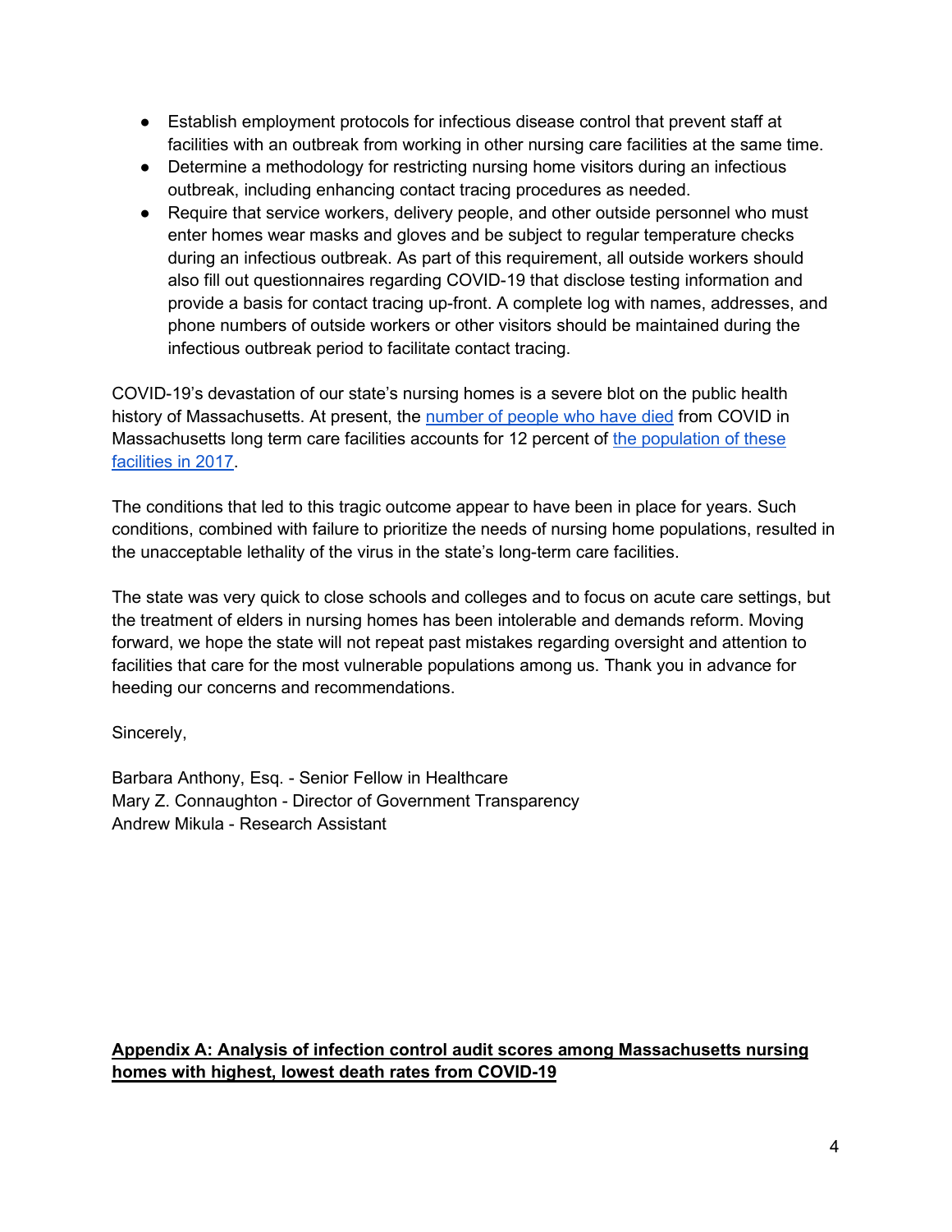- Establish employment protocols for infectious disease control that prevent staff at facilities with an outbreak from working in other nursing care facilities at the same time.
- Determine a methodology for restricting nursing home visitors during an infectious outbreak, including enhancing contact tracing procedures as needed.
- Require that service workers, delivery people, and other outside personnel who must enter homes wear masks and gloves and be subject to regular temperature checks during an infectious outbreak. As part of this requirement, all outside workers should also fill out questionnaires regarding COVID-19 that disclose testing information and provide a basis for contact tracing up-front. A complete log with names, addresses, and phone numbers of outside workers or other visitors should be maintained during the infectious outbreak period to facilitate contact tracing.

COVID-19's devastation of our state's nursing homes is a severe blot on the public health history of Massachusetts. At present, the number of people who have died from COVID in Massachusetts long term care facilities accounts for 12 percent of the population of these facilities in 2017.

The conditions that led to this tragic outcome appear to have been in place for years. Such conditions, combined with failure to prioritize the needs of nursing home populations, resulted in the unacceptable lethality of the virus in the state's long-term care facilities.

The state was very quick to close schools and colleges and to focus on acute care settings, but the treatment of elders in nursing homes has been intolerable and demands reform. Moving forward, we hope the state will not repeat past mistakes regarding oversight and attention to facilities that care for the most vulnerable populations among us. Thank you in advance for heeding our concerns and recommendations.

Sincerely,

Barbara Anthony, Esq. - Senior Fellow in Healthcare
Mary Z. Connaughton - Director of Government Transparency
Andrew Mikula - Research Assistant

## Appendix A: Analysis of infection control audit scores among Massachusetts nursing homes with highest, lowest death rates from COVID-19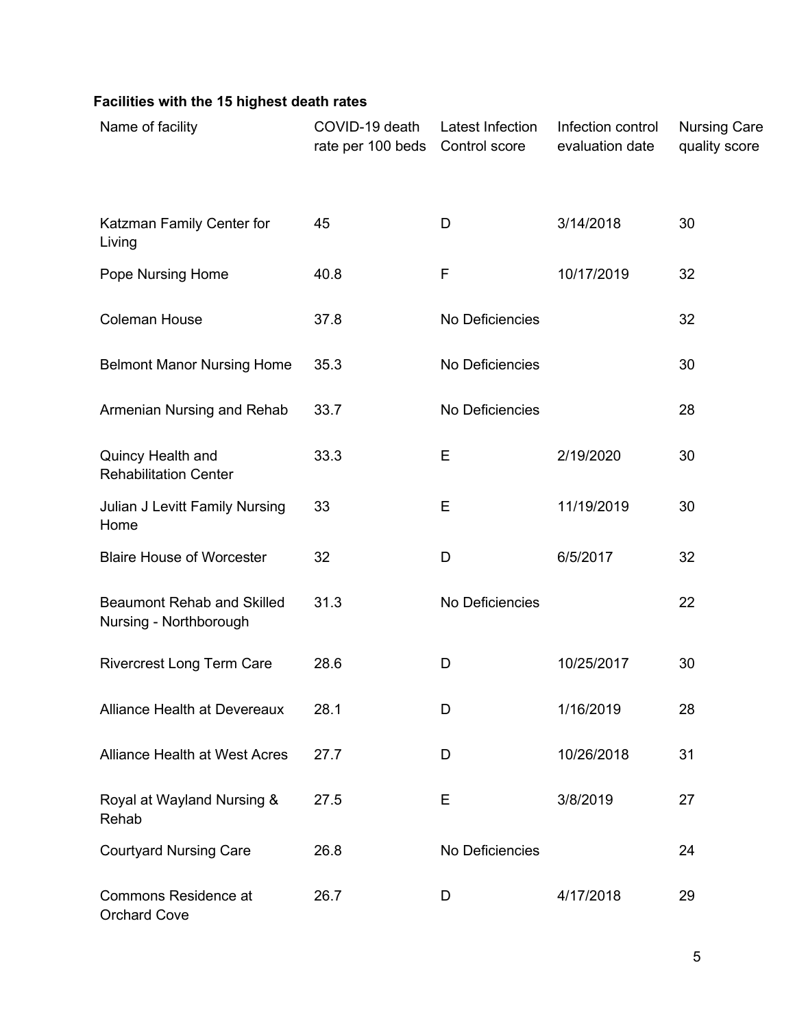**Facilities with the 15 highest death rates**

| Name of facility | COVID-19 death rate per 100 beds | Latest Infection Control score | Infection control evaluation date | Nursing Care quality score |
|---|---|---|---|---|
| Katzman Family Center for Living | 45 | D | 3/14/2018 | 30 |
| Pope Nursing Home | 40.8 | F | 10/17/2019 | 32 |
| Coleman House | 37.8 | No Deficiencies | | 32 |
| Belmont Manor Nursing Home | 35.3 | No Deficiencies | | 30 |
| Armenian Nursing and Rehab | 33.7 | No Deficiencies | | 28 |
| Quincy Health and Rehabilitation Center | 33.3 | E | 2/19/2020 | 30 |
| Julian J Levitt Family Nursing Home | 33 | E | 11/19/2019 | 30 |
| Blaire House of Worcester | 32 | D | 6/5/2017 | 32 |
| Beaumont Rehab and Skilled Nursing - Northborough | 31.3 | No Deficiencies | | 22 |
| Rivercrest Long Term Care | 28.6 | D | 10/25/2017 | 30 |
| Alliance Health at Devereaux | 28.1 | D | 1/16/2019 | 28 |
| Alliance Health at West Acres | 27.7 | D | 10/26/2018 | 31 |
| Royal at Wayland Nursing & Rehab | 27.5 | E | 3/8/2019 | 27 |
| Courtyard Nursing Care | 26.8 | No Deficiencies | | 24 |
| Commons Residence at Orchard Cove | 26.7 | D | 4/17/2018 | 29 |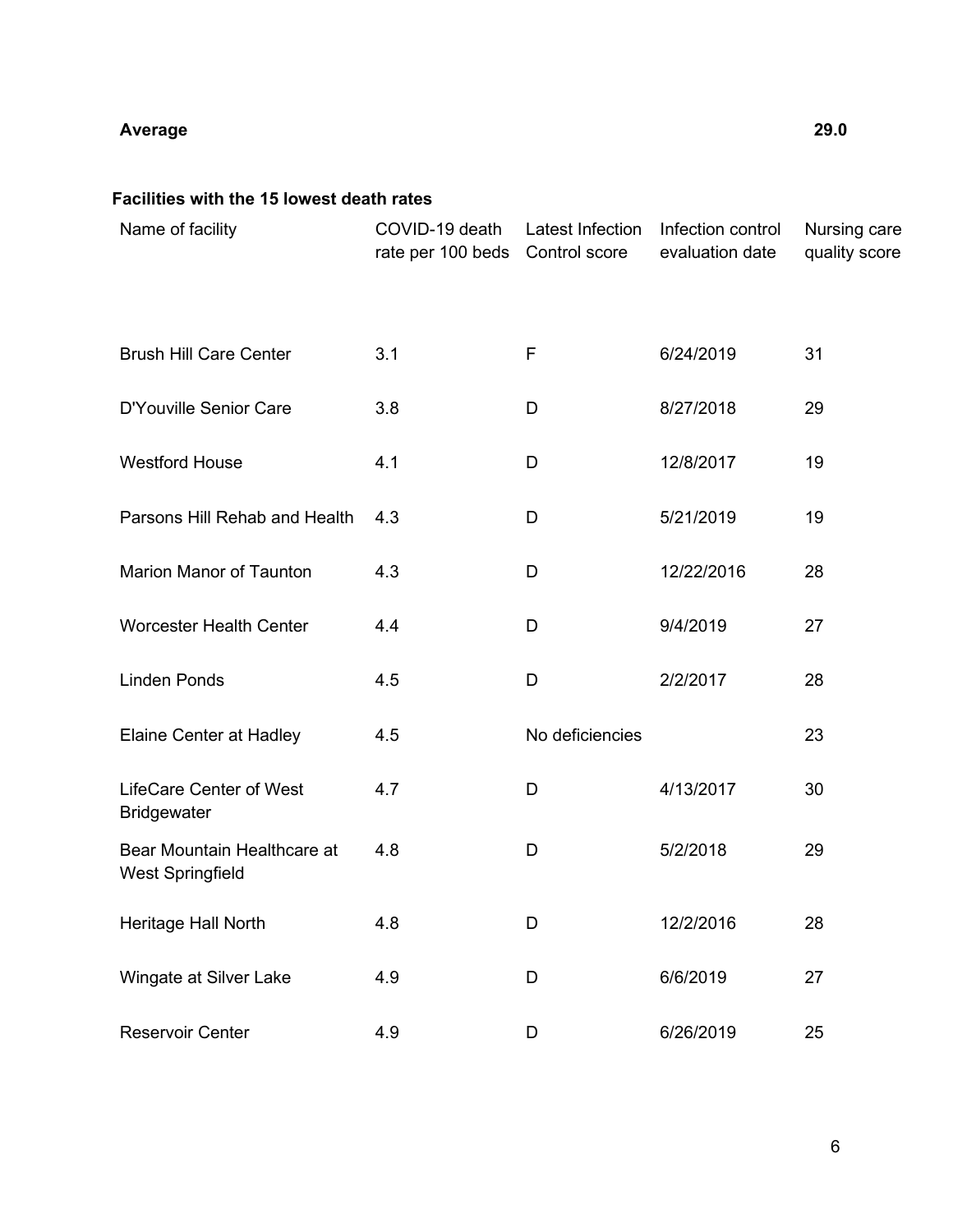| **Average** | | | | **29.0** |
|---|---|---|---|---|

**Facilities with the 15 lowest death rates**

| Name of facility | COVID-19 death rate per 100 beds | Latest Infection Control score | Infection control evaluation date | Nursing care quality score |
|---|---|---|---|---|
| Brush Hill Care Center | 3.1 | F | 6/24/2019 | 31 |
| D'Youville Senior Care | 3.8 | D | 8/27/2018 | 29 |
| Westford House | 4.1 | D | 12/8/2017 | 19 |
| Parsons Hill Rehab and Health | 4.3 | D | 5/21/2019 | 19 |
| Marion Manor of Taunton | 4.3 | D | 12/22/2016 | 28 |
| Worcester Health Center | 4.4 | D | 9/4/2019 | 27 |
| Linden Ponds | 4.5 | D | 2/2/2017 | 28 |
| Elaine Center at Hadley | 4.5 | No deficiencies | | 23 |
| LifeCare Center of West Bridgewater | 4.7 | D | 4/13/2017 | 30 |
| Bear Mountain Healthcare at West Springfield | 4.8 | D | 5/2/2018 | 29 |
| Heritage Hall North | 4.8 | D | 12/2/2016 | 28 |
| Wingate at Silver Lake | 4.9 | D | 6/6/2019 | 27 |
| Reservoir Center | 4.9 | D | 6/26/2019 | 25 |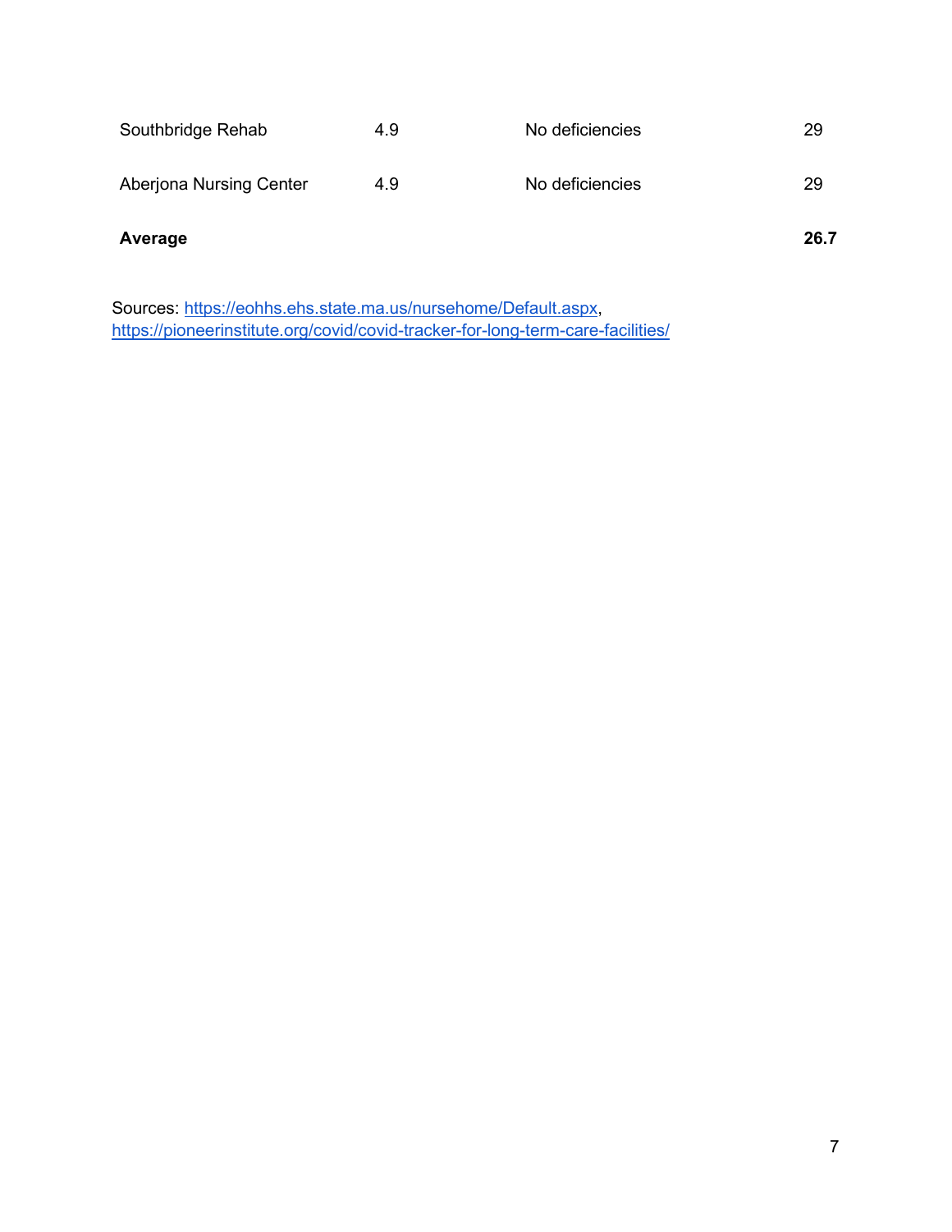| | | | |
|---|---|---|---|
| Southbridge Rehab | 4.9 | No deficiencies | 29 |
| Aberjona Nursing Center | 4.9 | No deficiencies | 29 |
| **Average** | | | **26.7** |

Sources: https://eohhs.ehs.state.ma.us/nursehome/Default.aspx, https://pioneerinstitute.org/covid/covid-tracker-for-long-term-care-facilities/